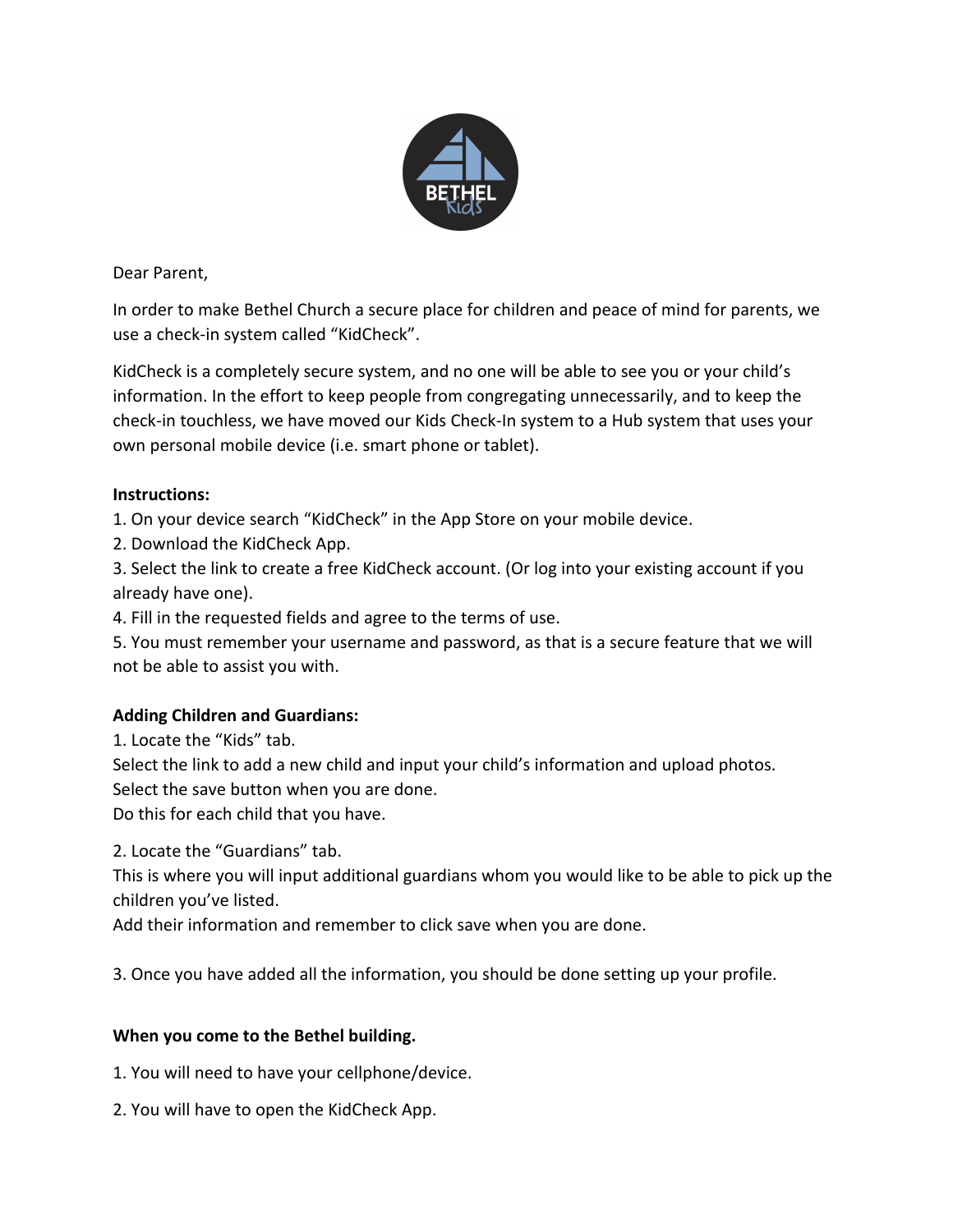Dear Parent,

In order to make Bethel Church a secure place for children and peace of mind for parents, we use a check-in system called "KidCheck".

KidCheck is a completely secure system, and no one will be able to see you or your child's information. In the effort to keep people from congregating unnecessarily, and to keep the check-in touchless, we have moved our Kids Check-In system to a Hub system that uses your own personal mobile device (i.e. smart phone or tablet).

**Instructions:**

1. On your device search "KidCheck" in the App Store on your mobile device.
2. Download the KidCheck App.
3. Select the link to create a free KidCheck account. (Or log into your existing account if you already have one).
4. Fill in the requested fields and agree to the terms of use.
5. You must remember your username and password, as that is a secure feature that we will not be able to assist you with.

**Adding Children and Guardians:**

1. Locate the "Kids" tab.
Select the link to add a new child and input your child's information and upload photos.
Select the save button when you are done.
Do this for each child that you have.

2. Locate the "Guardians" tab.
This is where you will input additional guardians whom you would like to be able to pick up the children you've listed.
Add their information and remember to click save when you are done.

3. Once you have added all the information, you should be done setting up your profile.

**When you come to the Bethel building.**

1. You will need to have your cellphone/device.

2. You will have to open the KidCheck App.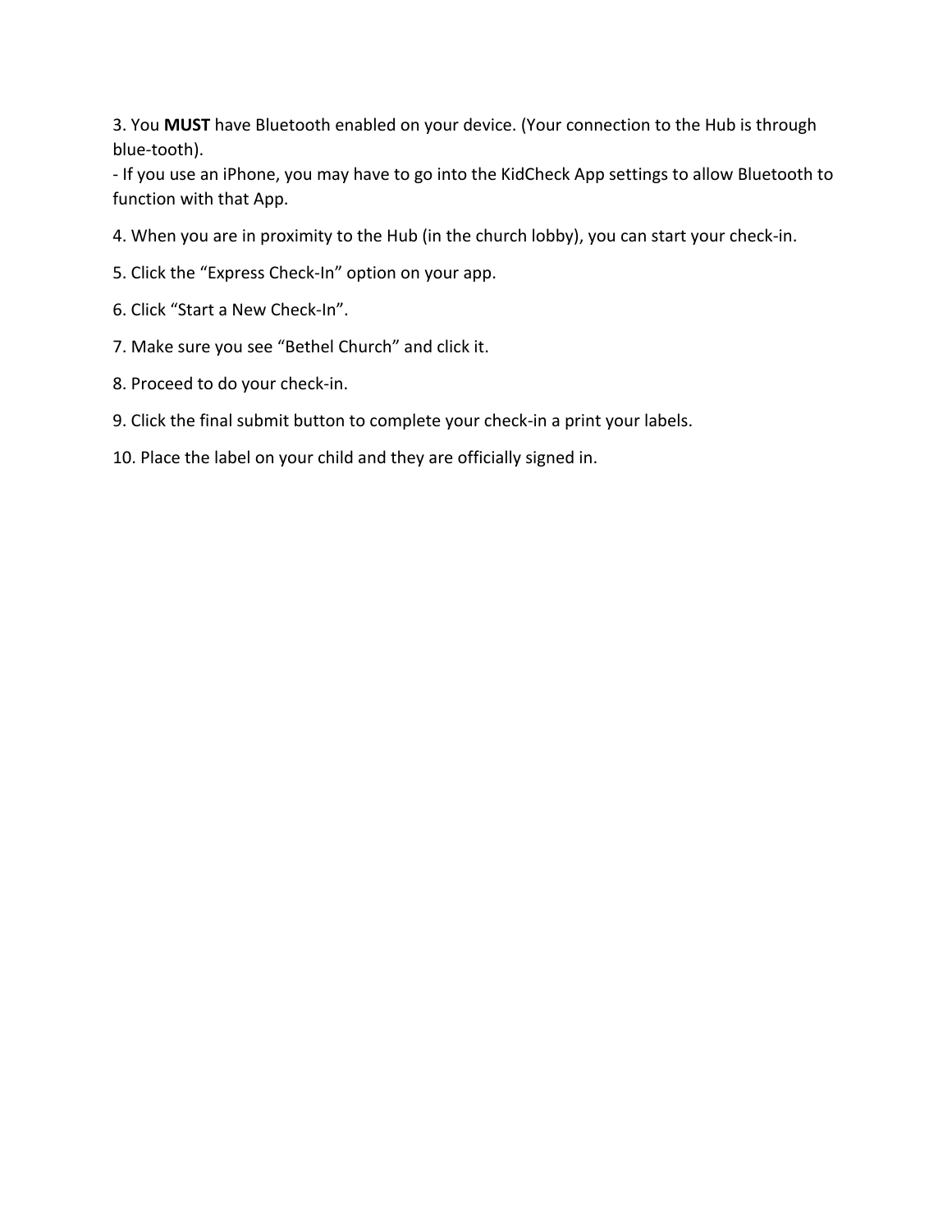3. You **MUST** have Bluetooth enabled on your device. (Your connection to the Hub is through blue-tooth).
- If you use an iPhone, you may have to go into the KidCheck App settings to allow Bluetooth to function with that App.

4. When you are in proximity to the Hub (in the church lobby), you can start your check-in.

5. Click the "Express Check-In" option on your app.

6. Click "Start a New Check-In".

7. Make sure you see "Bethel Church" and click it.

8. Proceed to do your check-in.

9. Click the final submit button to complete your check-in a print your labels.

10. Place the label on your child and they are officially signed in.